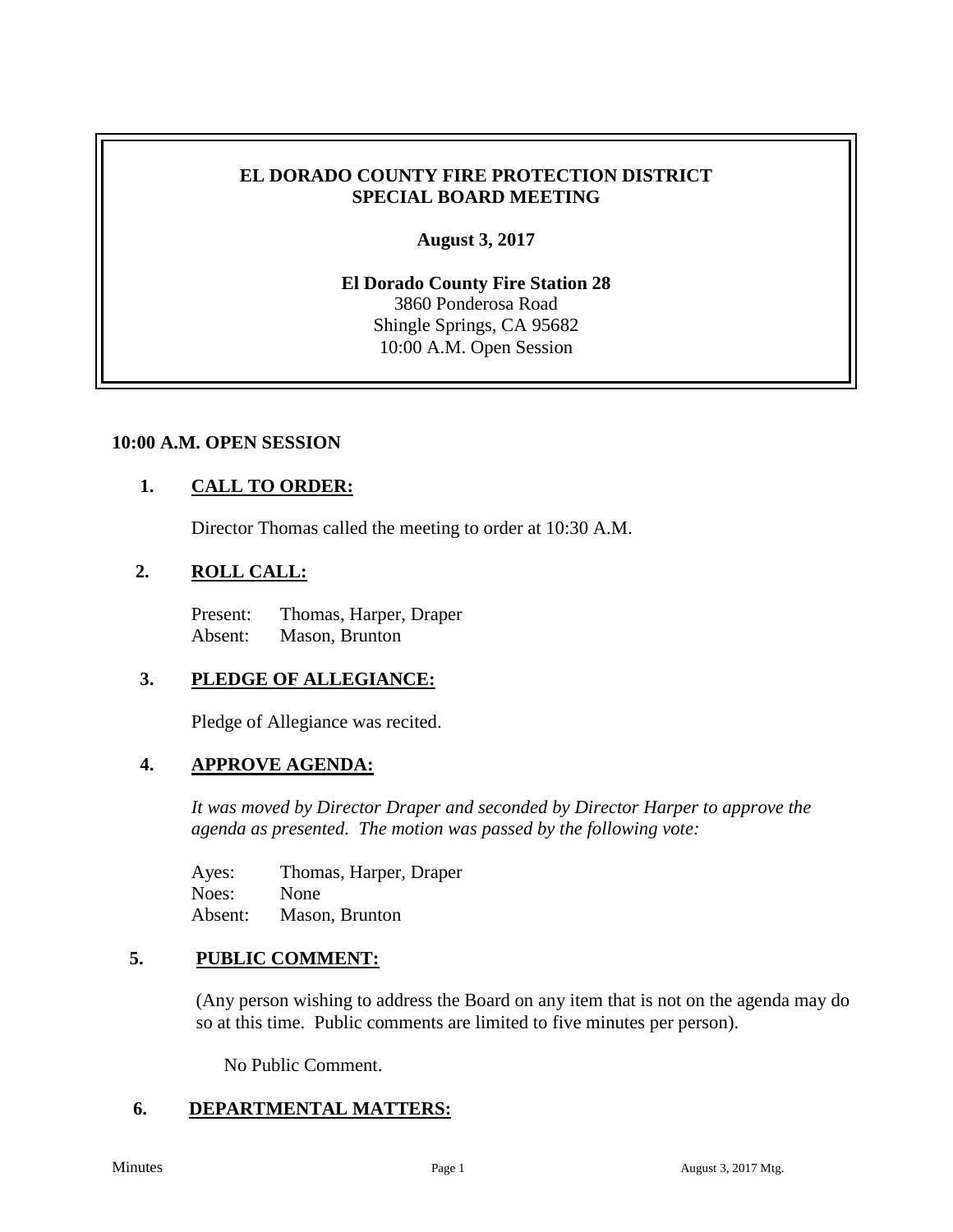# EL DORADO COUNTY FIRE PROTECTION DISTRICT
# SPECIAL BOARD MEETING

**August 3, 2017**

**El Dorado County Fire Station 28**
3860 Ponderosa Road
Shingle Springs, CA 95682
10:00 A.M. Open Session

## 10:00 A.M. OPEN SESSION

### 1. CALL TO ORDER:

Director Thomas called the meeting to order at 10:30 A.M.

### 2. ROLL CALL:

Present: Thomas, Harper, Draper
Absent: Mason, Brunton

### 3. PLEDGE OF ALLEGIANCE:

Pledge of Allegiance was recited.

### 4. APPROVE AGENDA:

*It was moved by Director Draper and seconded by Director Harper to approve the agenda as presented. The motion was passed by the following vote:*

Ayes: Thomas, Harper, Draper
Noes: None
Absent: Mason, Brunton

### 5. PUBLIC COMMENT:

(Any person wishing to address the Board on any item that is not on the agenda may do so at this time. Public comments are limited to five minutes per person).

No Public Comment.

### 6. DEPARTMENTAL MATTERS: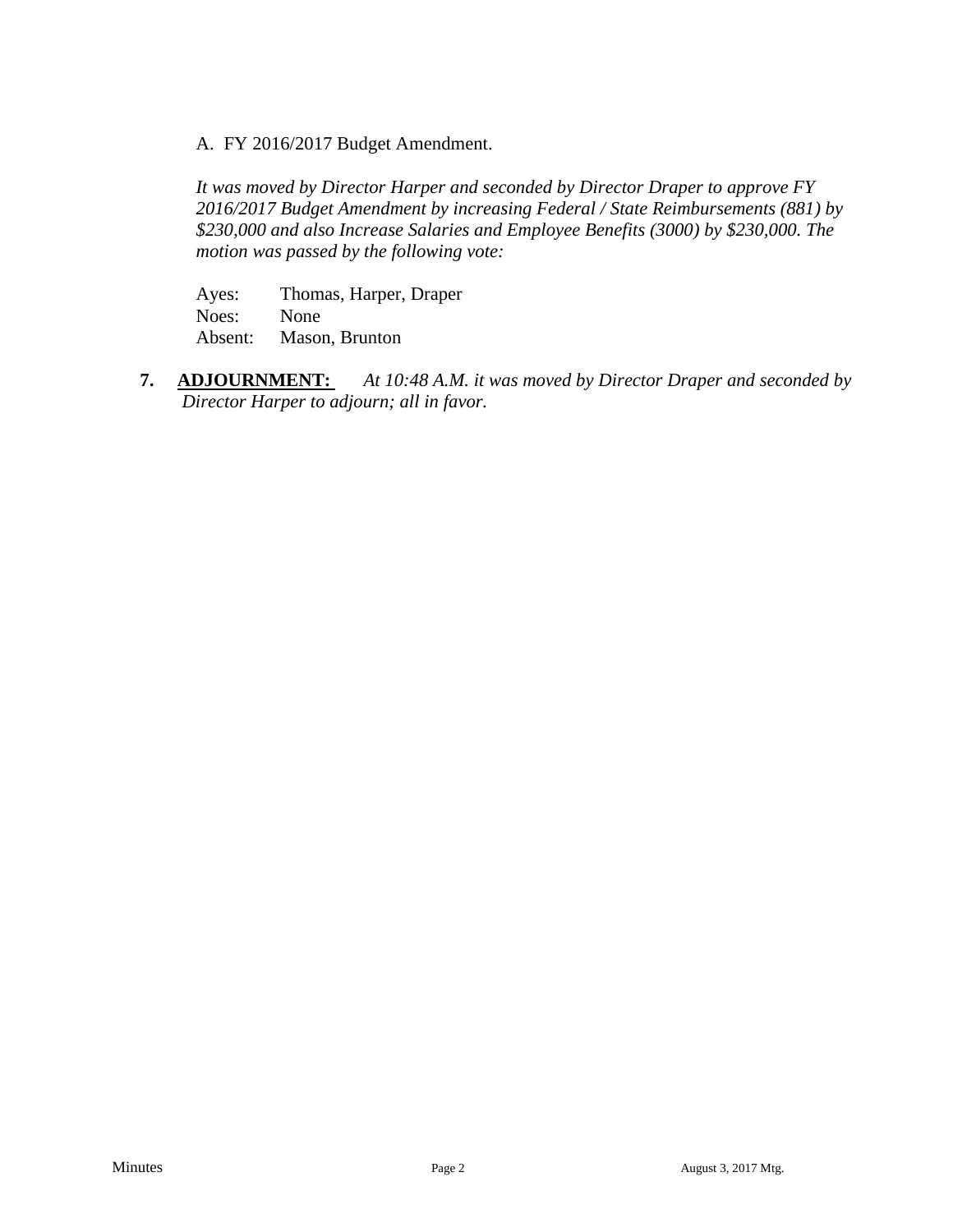A. FY 2016/2017 Budget Amendment.

*It was moved by Director Harper and seconded by Director Draper to approve FY 2016/2017 Budget Amendment by increasing Federal / State Reimbursements (881) by $230,000 and also Increase Salaries and Employee Benefits (3000) by $230,000. The motion was passed by the following vote:*

Ayes: Thomas, Harper, Draper
Noes: None
Absent: Mason, Brunton

**7. ADJOURNMENT:** *At 10:48 A.M. it was moved by Director Draper and seconded by Director Harper to adjourn; all in favor.*